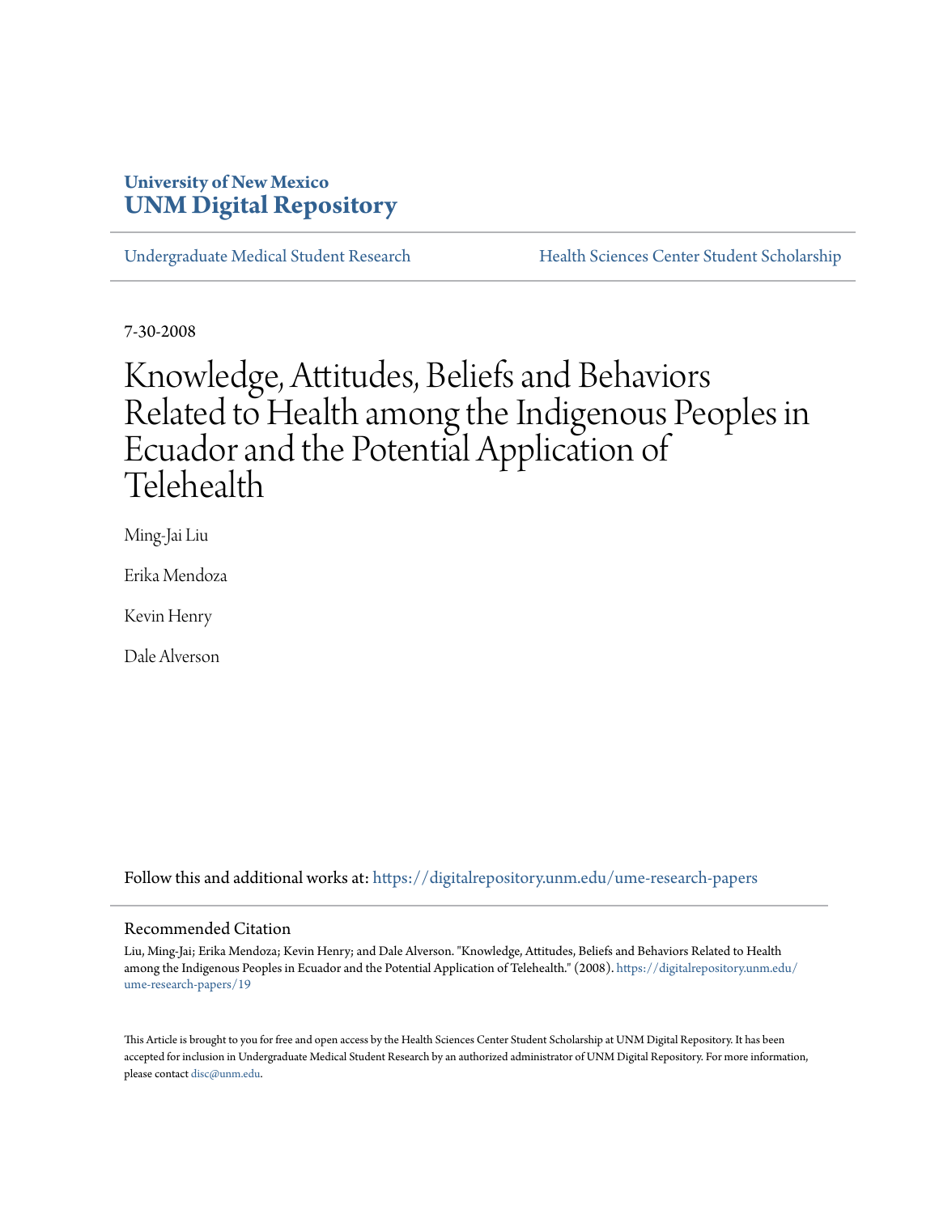University of New Mexico
**UNM Digital Repository**

Undergraduate Medical Student Research | Health Sciences Center Student Scholarship

7-30-2008

# Knowledge, Attitudes, Beliefs and Behaviors Related to Health among the Indigenous Peoples in Ecuador and the Potential Application of Telehealth

Ming-Jai Liu

Erika Mendoza

Kevin Henry

Dale Alverson

Follow this and additional works at: https://digitalrepository.unm.edu/ume-research-papers

## Recommended Citation

Liu, Ming-Jai; Erika Mendoza; Kevin Henry; and Dale Alverson. "Knowledge, Attitudes, Beliefs and Behaviors Related to Health among the Indigenous Peoples in Ecuador and the Potential Application of Telehealth." (2008). https://digitalrepository.unm.edu/ume-research-papers/19

This Article is brought to you for free and open access by the Health Sciences Center Student Scholarship at UNM Digital Repository. It has been accepted for inclusion in Undergraduate Medical Student Research by an authorized administrator of UNM Digital Repository. For more information, please contact disc@unm.edu.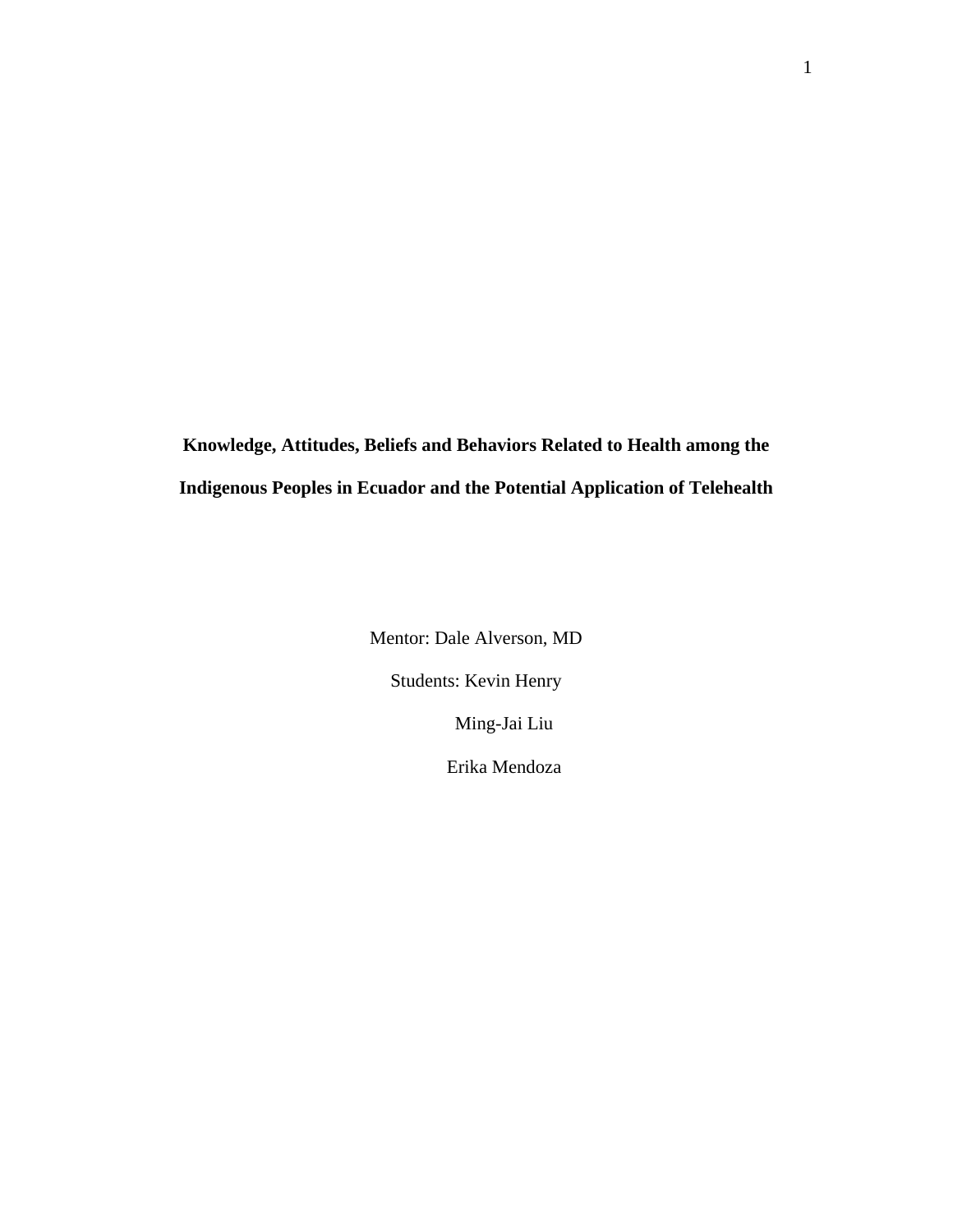**Knowledge, Attitudes, Beliefs and Behaviors Related to Health among the Indigenous Peoples in Ecuador and the Potential Application of Telehealth**

Mentor: Dale Alverson, MD

Students: Kevin Henry

Ming-Jai Liu

Erika Mendoza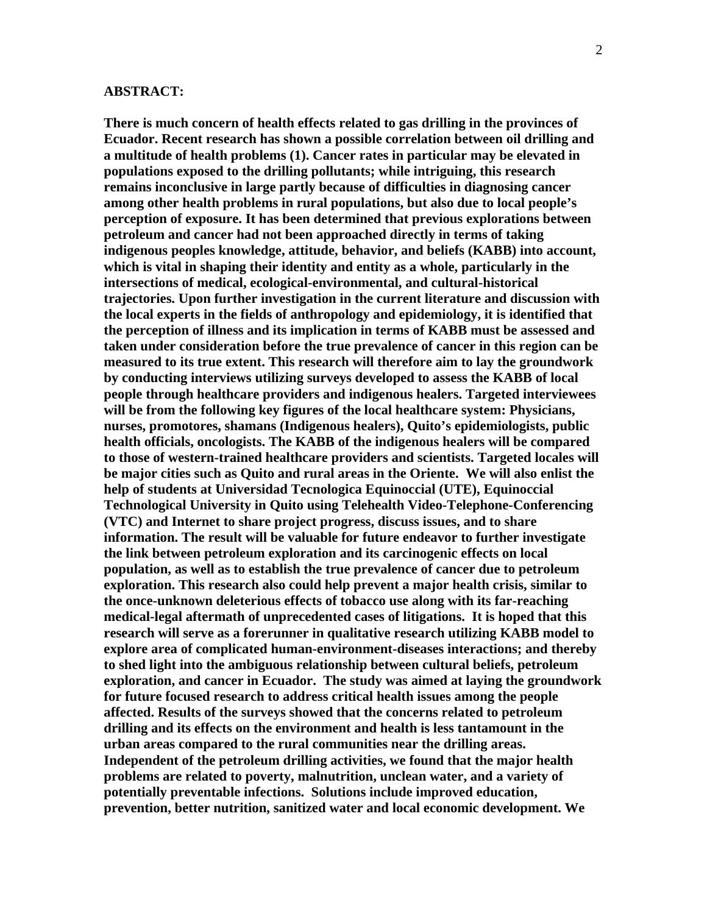**ABSTRACT:**

**There is much concern of health effects related to gas drilling in the provinces of Ecuador. Recent research has shown a possible correlation between oil drilling and a multitude of health problems (1). Cancer rates in particular may be elevated in populations exposed to the drilling pollutants; while intriguing, this research remains inconclusive in large partly because of difficulties in diagnosing cancer among other health problems in rural populations, but also due to local people's perception of exposure. It has been determined that previous explorations between petroleum and cancer had not been approached directly in terms of taking indigenous peoples knowledge, attitude, behavior, and beliefs (KABB) into account, which is vital in shaping their identity and entity as a whole, particularly in the intersections of medical, ecological-environmental, and cultural-historical trajectories. Upon further investigation in the current literature and discussion with the local experts in the fields of anthropology and epidemiology, it is identified that the perception of illness and its implication in terms of KABB must be assessed and taken under consideration before the true prevalence of cancer in this region can be measured to its true extent. This research will therefore aim to lay the groundwork by conducting interviews utilizing surveys developed to assess the KABB of local people through healthcare providers and indigenous healers. Targeted interviewees will be from the following key figures of the local healthcare system: Physicians, nurses, promotores, shamans (Indigenous healers), Quito's epidemiologists, public health officials, oncologists. The KABB of the indigenous healers will be compared to those of western-trained healthcare providers and scientists. Targeted locales will be major cities such as Quito and rural areas in the Oriente. We will also enlist the help of students at Universidad Tecnologica Equinoccial (UTE), Equinoccial Technological University in Quito using Telehealth Video-Telephone-Conferencing (VTC) and Internet to share project progress, discuss issues, and to share information. The result will be valuable for future endeavor to further investigate the link between petroleum exploration and its carcinogenic effects on local population, as well as to establish the true prevalence of cancer due to petroleum exploration. This research also could help prevent a major health crisis, similar to the once-unknown deleterious effects of tobacco use along with its far-reaching medical-legal aftermath of unprecedented cases of litigations. It is hoped that this research will serve as a forerunner in qualitative research utilizing KABB model to explore area of complicated human-environment-diseases interactions; and thereby to shed light into the ambiguous relationship between cultural beliefs, petroleum exploration, and cancer in Ecuador. The study was aimed at laying the groundwork for future focused research to address critical health issues among the people affected. Results of the surveys showed that the concerns related to petroleum drilling and its effects on the environment and health is less tantamount in the urban areas compared to the rural communities near the drilling areas. Independent of the petroleum drilling activities, we found that the major health problems are related to poverty, malnutrition, unclean water, and a variety of potentially preventable infections. Solutions include improved education, prevention, better nutrition, sanitized water and local economic development. We**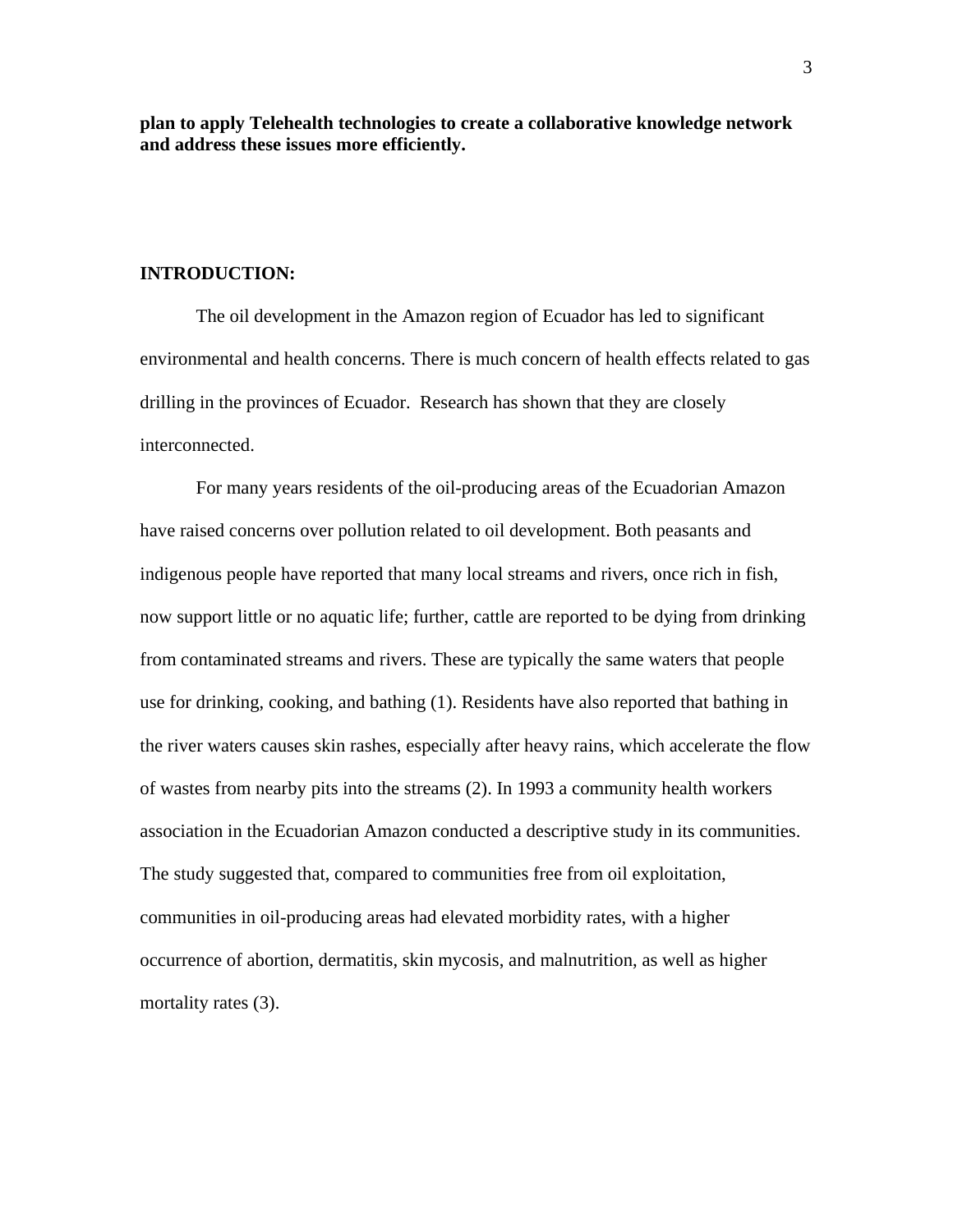**plan to apply Telehealth technologies to create a collaborative knowledge network and address these issues more efficiently.**

**INTRODUCTION:**

The oil development in the Amazon region of Ecuador has led to significant environmental and health concerns. There is much concern of health effects related to gas drilling in the provinces of Ecuador. Research has shown that they are closely interconnected.

For many years residents of the oil-producing areas of the Ecuadorian Amazon have raised concerns over pollution related to oil development. Both peasants and indigenous people have reported that many local streams and rivers, once rich in fish, now support little or no aquatic life; further, cattle are reported to be dying from drinking from contaminated streams and rivers. These are typically the same waters that people use for drinking, cooking, and bathing (1). Residents have also reported that bathing in the river waters causes skin rashes, especially after heavy rains, which accelerate the flow of wastes from nearby pits into the streams (2). In 1993 a community health workers association in the Ecuadorian Amazon conducted a descriptive study in its communities. The study suggested that, compared to communities free from oil exploitation, communities in oil-producing areas had elevated morbidity rates, with a higher occurrence of abortion, dermatitis, skin mycosis, and malnutrition, as well as higher mortality rates (3).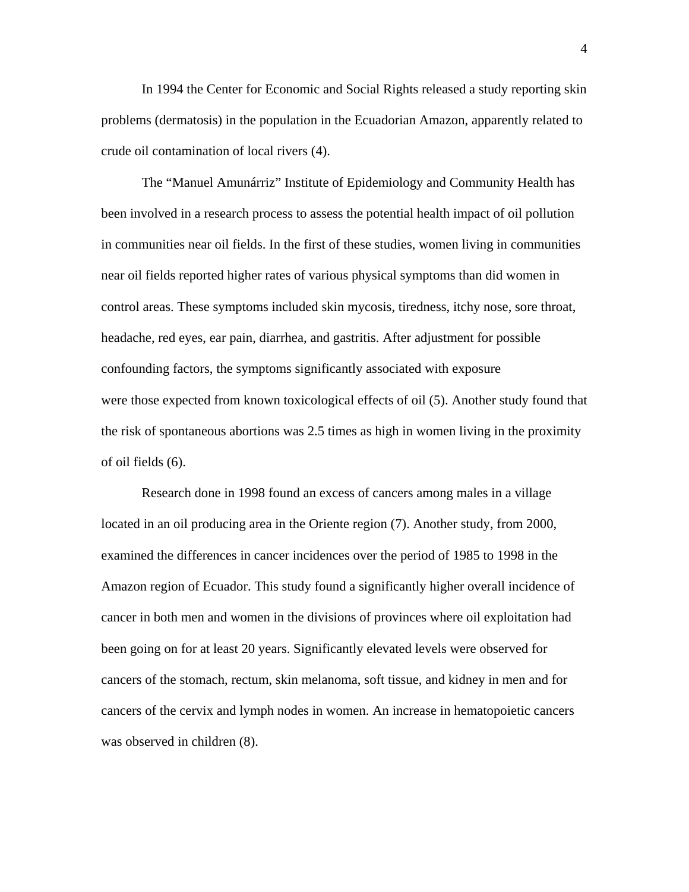In 1994 the Center for Economic and Social Rights released a study reporting skin problems (dermatosis) in the population in the Ecuadorian Amazon, apparently related to crude oil contamination of local rivers (4).

The "Manuel Amunárriz" Institute of Epidemiology and Community Health has been involved in a research process to assess the potential health impact of oil pollution in communities near oil fields. In the first of these studies, women living in communities near oil fields reported higher rates of various physical symptoms than did women in control areas. These symptoms included skin mycosis, tiredness, itchy nose, sore throat, headache, red eyes, ear pain, diarrhea, and gastritis. After adjustment for possible confounding factors, the symptoms significantly associated with exposure were those expected from known toxicological effects of oil (5). Another study found that the risk of spontaneous abortions was 2.5 times as high in women living in the proximity of oil fields (6).

Research done in 1998 found an excess of cancers among males in a village located in an oil producing area in the Oriente region (7). Another study, from 2000, examined the differences in cancer incidences over the period of 1985 to 1998 in the Amazon region of Ecuador. This study found a significantly higher overall incidence of cancer in both men and women in the divisions of provinces where oil exploitation had been going on for at least 20 years. Significantly elevated levels were observed for cancers of the stomach, rectum, skin melanoma, soft tissue, and kidney in men and for cancers of the cervix and lymph nodes in women. An increase in hematopoietic cancers was observed in children (8).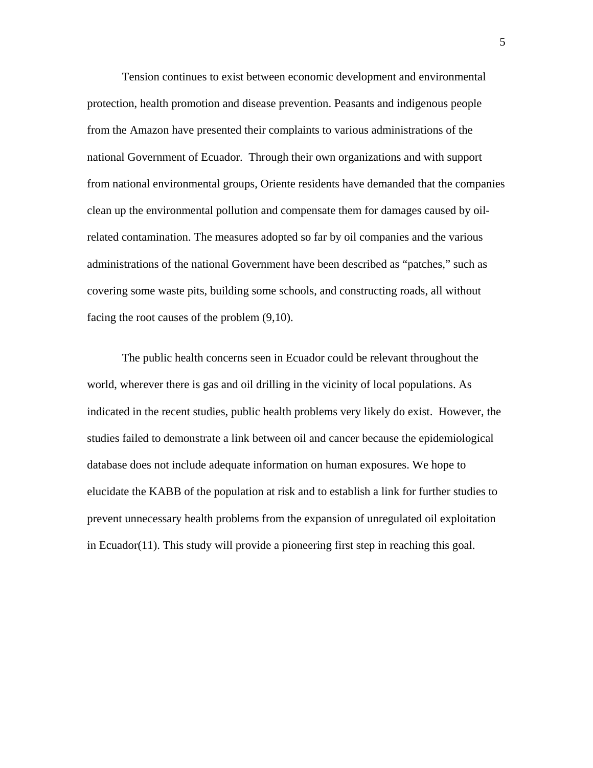Tension continues to exist between economic development and environmental protection, health promotion and disease prevention. Peasants and indigenous people from the Amazon have presented their complaints to various administrations of the national Government of Ecuador. Through their own organizations and with support from national environmental groups, Oriente residents have demanded that the companies clean up the environmental pollution and compensate them for damages caused by oil-related contamination. The measures adopted so far by oil companies and the various administrations of the national Government have been described as "patches," such as covering some waste pits, building some schools, and constructing roads, all without facing the root causes of the problem (9,10).

The public health concerns seen in Ecuador could be relevant throughout the world, wherever there is gas and oil drilling in the vicinity of local populations. As indicated in the recent studies, public health problems very likely do exist. However, the studies failed to demonstrate a link between oil and cancer because the epidemiological database does not include adequate information on human exposures. We hope to elucidate the KABB of the population at risk and to establish a link for further studies to prevent unnecessary health problems from the expansion of unregulated oil exploitation in Ecuador(11). This study will provide a pioneering first step in reaching this goal.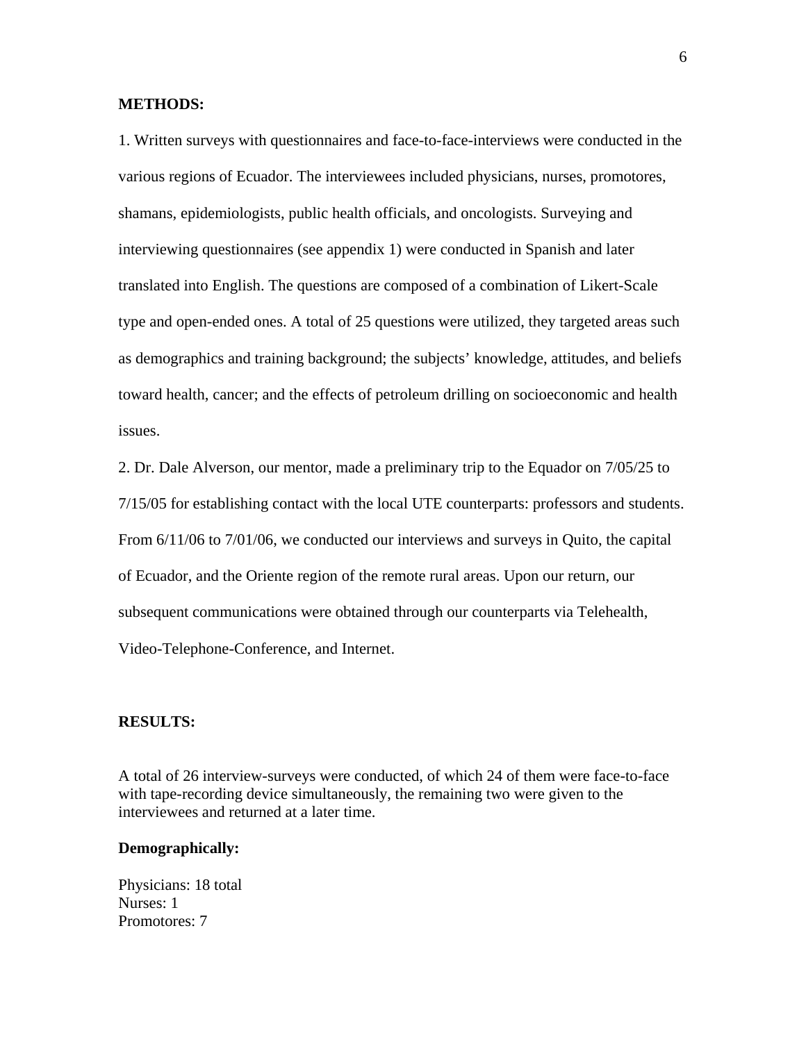**METHODS:**

1. Written surveys with questionnaires and face-to-face-interviews were conducted in the various regions of Ecuador. The interviewees included physicians, nurses, promotores, shamans, epidemiologists, public health officials, and oncologists. Surveying and interviewing questionnaires (see appendix 1) were conducted in Spanish and later translated into English. The questions are composed of a combination of Likert-Scale type and open-ended ones. A total of 25 questions were utilized, they targeted areas such as demographics and training background; the subjects' knowledge, attitudes, and beliefs toward health, cancer; and the effects of petroleum drilling on socioeconomic and health issues.

2. Dr. Dale Alverson, our mentor, made a preliminary trip to the Equador on 7/05/25 to 7/15/05 for establishing contact with the local UTE counterparts: professors and students. From 6/11/06 to 7/01/06, we conducted our interviews and surveys in Quito, the capital of Ecuador, and the Oriente region of the remote rural areas. Upon our return, our subsequent communications were obtained through our counterparts via Telehealth, Video-Telephone-Conference, and Internet.

**RESULTS:**

A total of 26 interview-surveys were conducted, of which 24 of them were face-to-face with tape-recording device simultaneously, the remaining two were given to the interviewees and returned at a later time.

**Demographically:**

Physicians: 18 total
Nurses: 1
Promotores: 7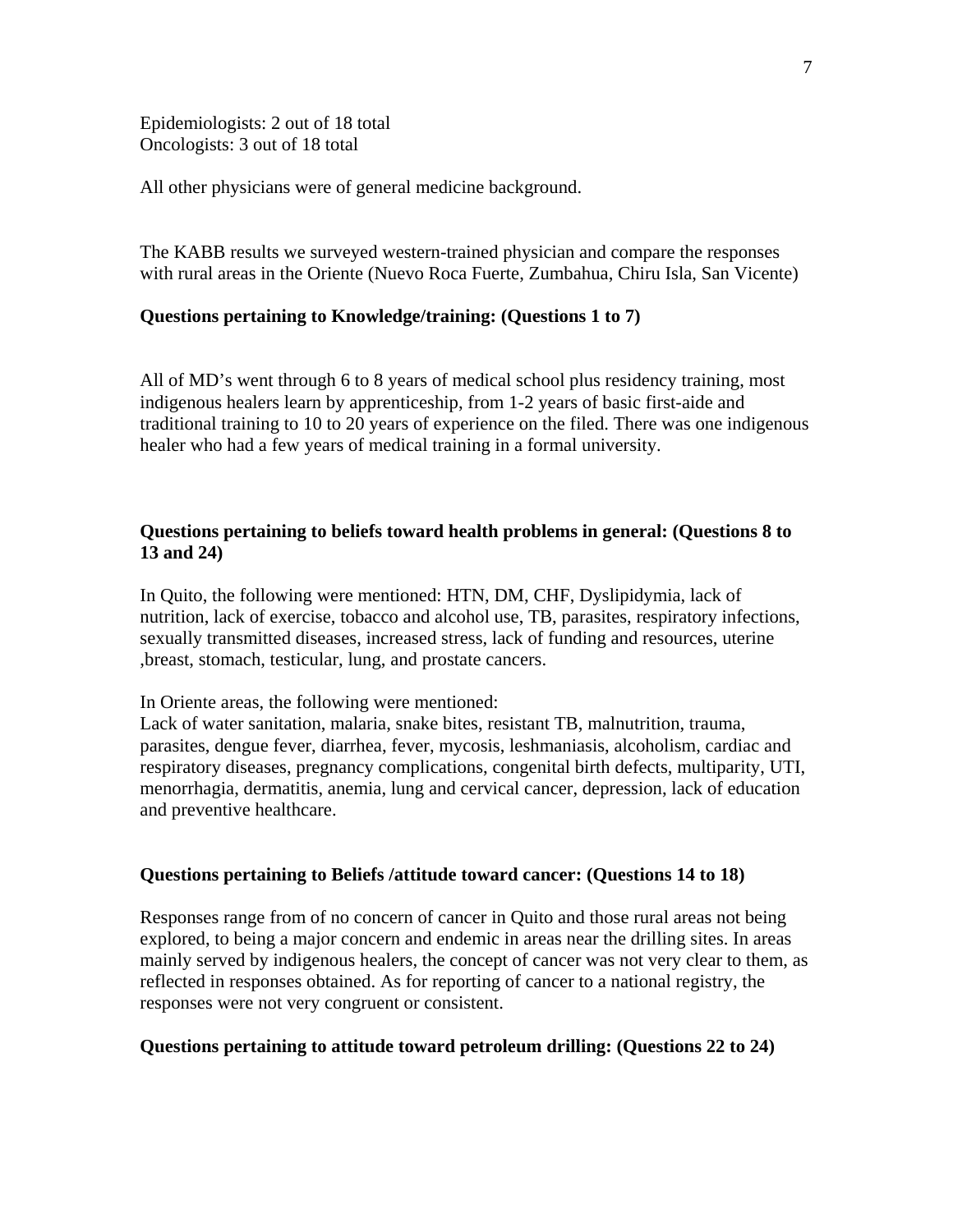Epidemiologists: 2 out of 18 total
Oncologists: 3 out of 18 total

All other physicians were of general medicine background.

The KABB results we surveyed western-trained physician and compare the responses with rural areas in the Oriente (Nuevo Roca Fuerte, Zumbahua, Chiru Isla, San Vicente)

**Questions pertaining to Knowledge/training: (Questions 1 to 7)**

All of MD's went through 6 to 8 years of medical school plus residency training, most indigenous healers learn by apprenticeship, from 1-2 years of basic first-aide and traditional training to 10 to 20 years of experience on the filed. There was one indigenous healer who had a few years of medical training in a formal university.

**Questions pertaining to beliefs toward health problems in general: (Questions 8 to 13 and 24)**

In Quito, the following were mentioned: HTN, DM, CHF, Dyslipidymia, lack of nutrition, lack of exercise, tobacco and alcohol use, TB, parasites, respiratory infections, sexually transmitted diseases, increased stress, lack of funding and resources, uterine ,breast, stomach, testicular, lung, and prostate cancers.

In Oriente areas, the following were mentioned:
Lack of water sanitation, malaria, snake bites, resistant TB, malnutrition, trauma, parasites, dengue fever, diarrhea, fever, mycosis, leshmaniasis, alcoholism, cardiac and respiratory diseases, pregnancy complications, congenital birth defects, multiparity, UTI, menorrhagia, dermatitis, anemia, lung and cervical cancer, depression, lack of education and preventive healthcare.

**Questions pertaining to Beliefs /attitude toward cancer: (Questions 14 to 18)**

Responses range from of no concern of cancer in Quito and those rural areas not being explored, to being a major concern and endemic in areas near the drilling sites. In areas mainly served by indigenous healers, the concept of cancer was not very clear to them, as reflected in responses obtained. As for reporting of cancer to a national registry, the responses were not very congruent or consistent.

**Questions pertaining to attitude toward petroleum drilling: (Questions 22 to 24)**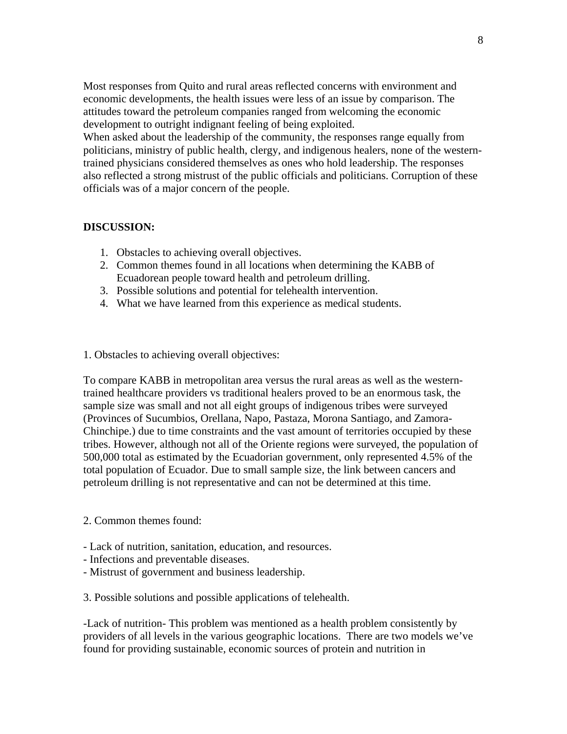Most responses from Quito and rural areas reflected concerns with environment and economic developments, the health issues were less of an issue by comparison. The attitudes toward the petroleum companies ranged from welcoming the economic development to outright indignant feeling of being exploited.
When asked about the leadership of the community, the responses range equally from politicians, ministry of public health, clergy, and indigenous healers, none of the western-trained physicians considered themselves as ones who hold leadership. The responses also reflected a strong mistrust of the public officials and politicians. Corruption of these officials was of a major concern of the people.

**DISCUSSION:**

1. Obstacles to achieving overall objectives.
2. Common themes found in all locations when determining the KABB of Ecuadorean people toward health and petroleum drilling.
3. Possible solutions and potential for telehealth intervention.
4. What we have learned from this experience as medical students.

1. Obstacles to achieving overall objectives:

To compare KABB in metropolitan area versus the rural areas as well as the western-trained healthcare providers vs traditional healers proved to be an enormous task, the sample size was small and not all eight groups of indigenous tribes were surveyed (Provinces of Sucumbios, Orellana, Napo, Pastaza, Morona Santiago, and Zamora-Chinchipe.) due to time constraints and the vast amount of territories occupied by these tribes. However, although not all of the Oriente regions were surveyed, the population of 500,000 total as estimated by the Ecuadorian government, only represented 4.5% of the total population of Ecuador. Due to small sample size, the link between cancers and petroleum drilling is not representative and can not be determined at this time.

2. Common themes found:

- Lack of nutrition, sanitation, education, and resources.
- Infections and preventable diseases.
- Mistrust of government and business leadership.

3. Possible solutions and possible applications of telehealth.

-Lack of nutrition- This problem was mentioned as a health problem consistently by providers of all levels in the various geographic locations. There are two models we've found for providing sustainable, economic sources of protein and nutrition in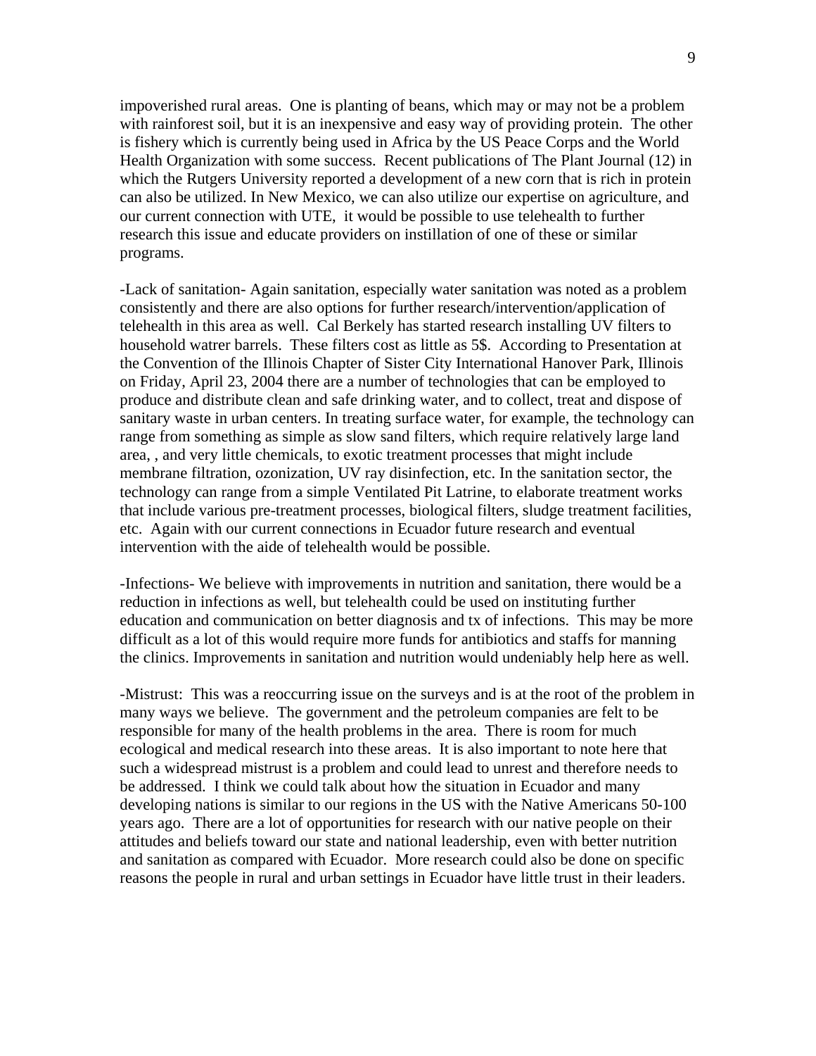impoverished rural areas. One is planting of beans, which may or may not be a problem with rainforest soil, but it is an inexpensive and easy way of providing protein. The other is fishery which is currently being used in Africa by the US Peace Corps and the World Health Organization with some success. Recent publications of The Plant Journal (12) in which the Rutgers University reported a development of a new corn that is rich in protein can also be utilized. In New Mexico, we can also utilize our expertise on agriculture, and our current connection with UTE, it would be possible to use telehealth to further research this issue and educate providers on instillation of one of these or similar programs.

-Lack of sanitation- Again sanitation, especially water sanitation was noted as a problem consistently and there are also options for further research/intervention/application of telehealth in this area as well. Cal Berkely has started research installing UV filters to household watrer barrels. These filters cost as little as 5$. According to Presentation at the Convention of the Illinois Chapter of Sister City International Hanover Park, Illinois on Friday, April 23, 2004 there are a number of technologies that can be employed to produce and distribute clean and safe drinking water, and to collect, treat and dispose of sanitary waste in urban centers. In treating surface water, for example, the technology can range from something as simple as slow sand filters, which require relatively large land area, , and very little chemicals, to exotic treatment processes that might include membrane filtration, ozonization, UV ray disinfection, etc. In the sanitation sector, the technology can range from a simple Ventilated Pit Latrine, to elaborate treatment works that include various pre-treatment processes, biological filters, sludge treatment facilities, etc. Again with our current connections in Ecuador future research and eventual intervention with the aide of telehealth would be possible.

-Infections- We believe with improvements in nutrition and sanitation, there would be a reduction in infections as well, but telehealth could be used on instituting further education and communication on better diagnosis and tx of infections. This may be more difficult as a lot of this would require more funds for antibiotics and staffs for manning the clinics. Improvements in sanitation and nutrition would undeniably help here as well.

-Mistrust: This was a reoccurring issue on the surveys and is at the root of the problem in many ways we believe. The government and the petroleum companies are felt to be responsible for many of the health problems in the area. There is room for much ecological and medical research into these areas. It is also important to note here that such a widespread mistrust is a problem and could lead to unrest and therefore needs to be addressed. I think we could talk about how the situation in Ecuador and many developing nations is similar to our regions in the US with the Native Americans 50-100 years ago. There are a lot of opportunities for research with our native people on their attitudes and beliefs toward our state and national leadership, even with better nutrition and sanitation as compared with Ecuador. More research could also be done on specific reasons the people in rural and urban settings in Ecuador have little trust in their leaders.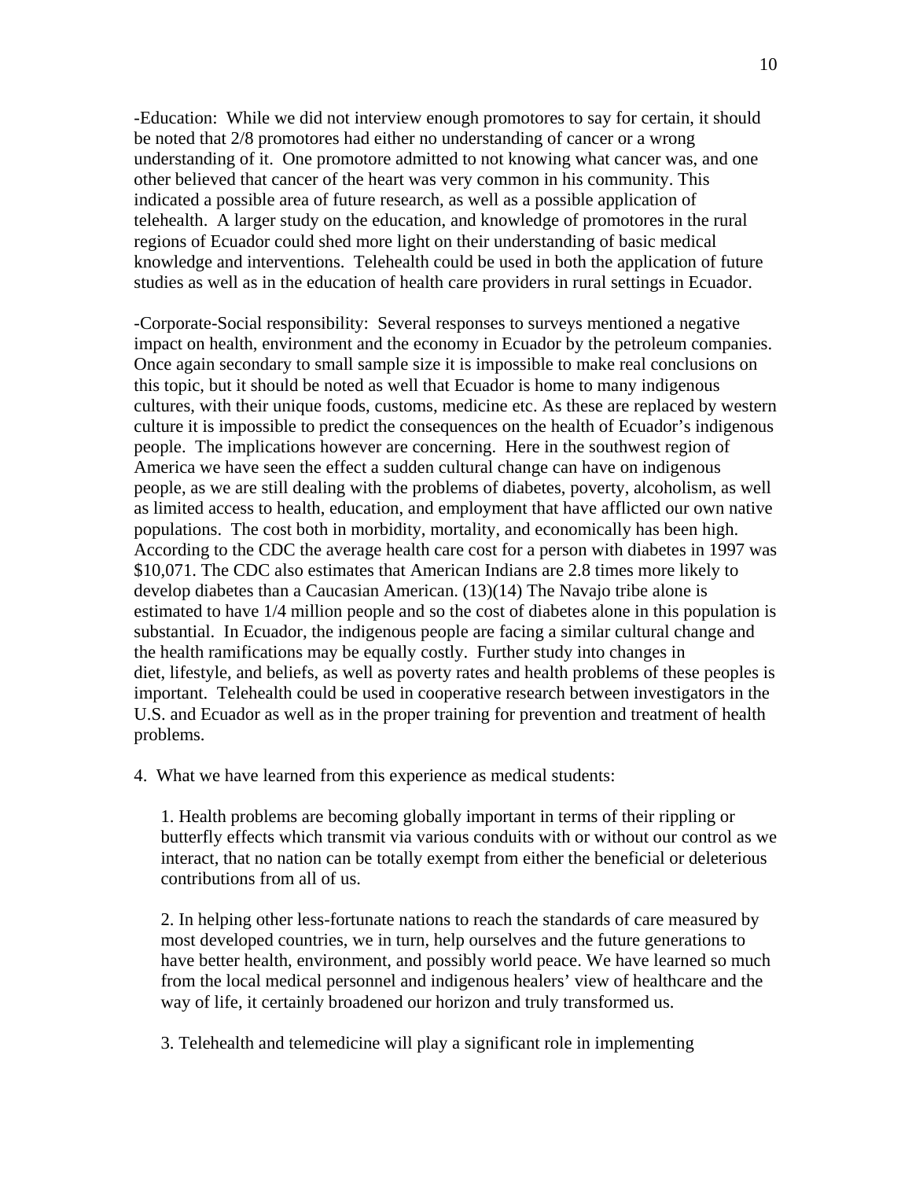-Education: While we did not interview enough promotores to say for certain, it should be noted that 2/8 promotores had either no understanding of cancer or a wrong understanding of it. One promotore admitted to not knowing what cancer was, and one other believed that cancer of the heart was very common in his community. This indicated a possible area of future research, as well as a possible application of telehealth. A larger study on the education, and knowledge of promotores in the rural regions of Ecuador could shed more light on their understanding of basic medical knowledge and interventions. Telehealth could be used in both the application of future studies as well as in the education of health care providers in rural settings in Ecuador.

-Corporate-Social responsibility: Several responses to surveys mentioned a negative impact on health, environment and the economy in Ecuador by the petroleum companies. Once again secondary to small sample size it is impossible to make real conclusions on this topic, but it should be noted as well that Ecuador is home to many indigenous cultures, with their unique foods, customs, medicine etc. As these are replaced by western culture it is impossible to predict the consequences on the health of Ecuador's indigenous people. The implications however are concerning. Here in the southwest region of America we have seen the effect a sudden cultural change can have on indigenous people, as we are still dealing with the problems of diabetes, poverty, alcoholism, as well as limited access to health, education, and employment that have afflicted our own native populations. The cost both in morbidity, mortality, and economically has been high. According to the CDC the average health care cost for a person with diabetes in 1997 was $10,071. The CDC also estimates that American Indians are 2.8 times more likely to develop diabetes than a Caucasian American. (13)(14) The Navajo tribe alone is estimated to have 1/4 million people and so the cost of diabetes alone in this population is substantial. In Ecuador, the indigenous people are facing a similar cultural change and the health ramifications may be equally costly. Further study into changes in diet, lifestyle, and beliefs, as well as poverty rates and health problems of these peoples is important. Telehealth could be used in cooperative research between investigators in the U.S. and Ecuador as well as in the proper training for prevention and treatment of health problems.

4. What we have learned from this experience as medical students:

1. Health problems are becoming globally important in terms of their rippling or butterfly effects which transmit via various conduits with or without our control as we interact, that no nation can be totally exempt from either the beneficial or deleterious contributions from all of us.

2. In helping other less-fortunate nations to reach the standards of care measured by most developed countries, we in turn, help ourselves and the future generations to have better health, environment, and possibly world peace. We have learned so much from the local medical personnel and indigenous healers' view of healthcare and the way of life, it certainly broadened our horizon and truly transformed us.

3. Telehealth and telemedicine will play a significant role in implementing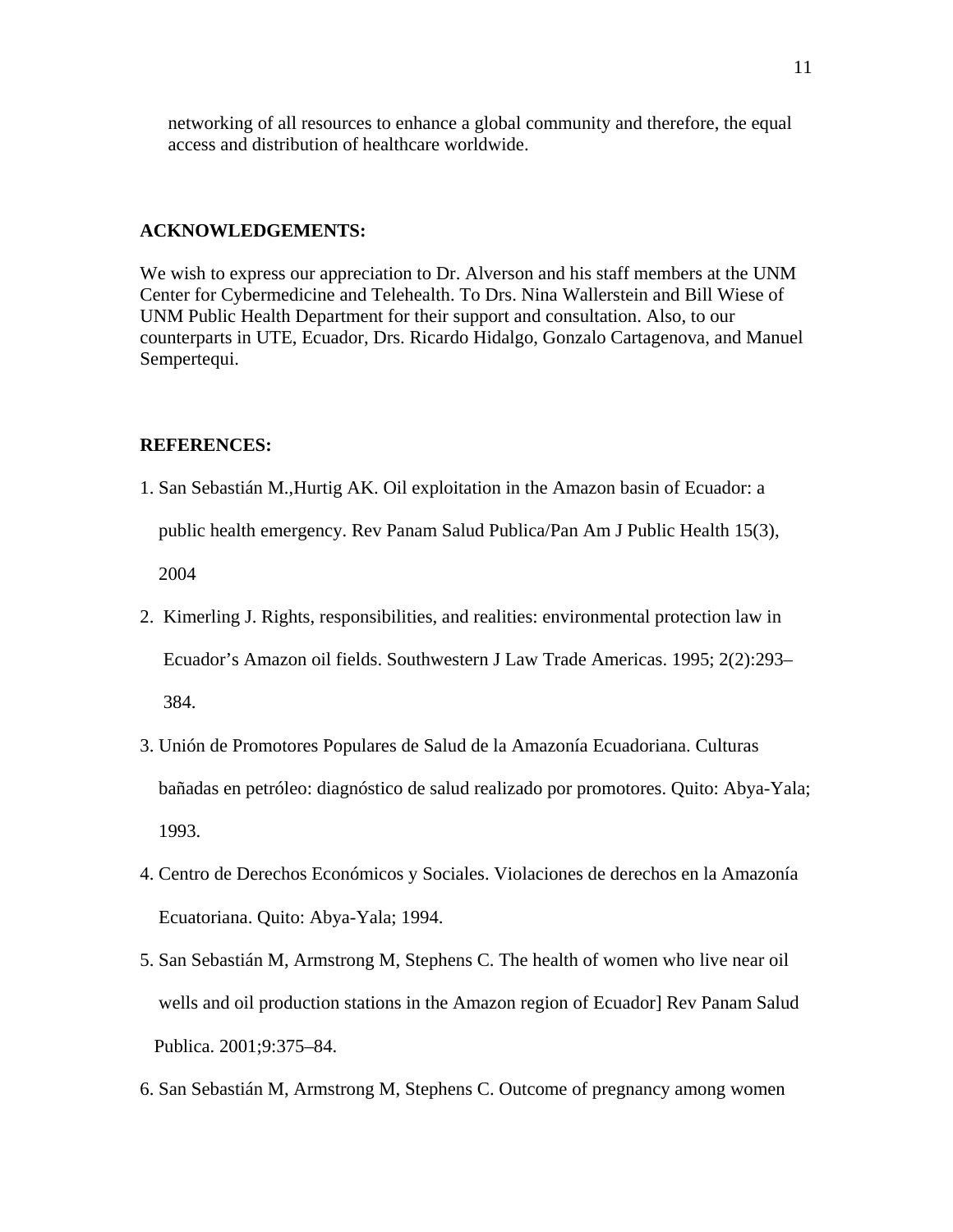networking of all resources to enhance a global community and therefore, the equal access and distribution of healthcare worldwide.

**ACKNOWLEDGEMENTS:**

We wish to express our appreciation to Dr. Alverson and his staff members at the UNM Center for Cybermedicine and Telehealth. To Drs. Nina Wallerstein and Bill Wiese of UNM Public Health Department for their support and consultation. Also, to our counterparts in UTE, Ecuador, Drs. Ricardo Hidalgo, Gonzalo Cartagenova, and Manuel Sempertequi.

**REFERENCES:**

1. San Sebastián M.,Hurtig AK. Oil exploitation in the Amazon basin of Ecuador: a public health emergency. Rev Panam Salud Publica/Pan Am J Public Health 15(3), 2004
2. Kimerling J. Rights, responsibilities, and realities: environmental protection law in Ecuador's Amazon oil fields. Southwestern J Law Trade Americas. 1995; 2(2):293–384.
3. Unión de Promotores Populares de Salud de la Amazonía Ecuadoriana. Culturas bañadas en petróleo: diagnóstico de salud realizado por promotores. Quito: Abya-Yala; 1993.
4. Centro de Derechos Económicos y Sociales. Violaciones de derechos en la Amazonía Ecuatoriana. Quito: Abya-Yala; 1994.
5. San Sebastián M, Armstrong M, Stephens C. The health of women who live near oil wells and oil production stations in the Amazon region of Ecuador] Rev Panam Salud Publica. 2001;9:375–84.
6. San Sebastián M, Armstrong M, Stephens C. Outcome of pregnancy among women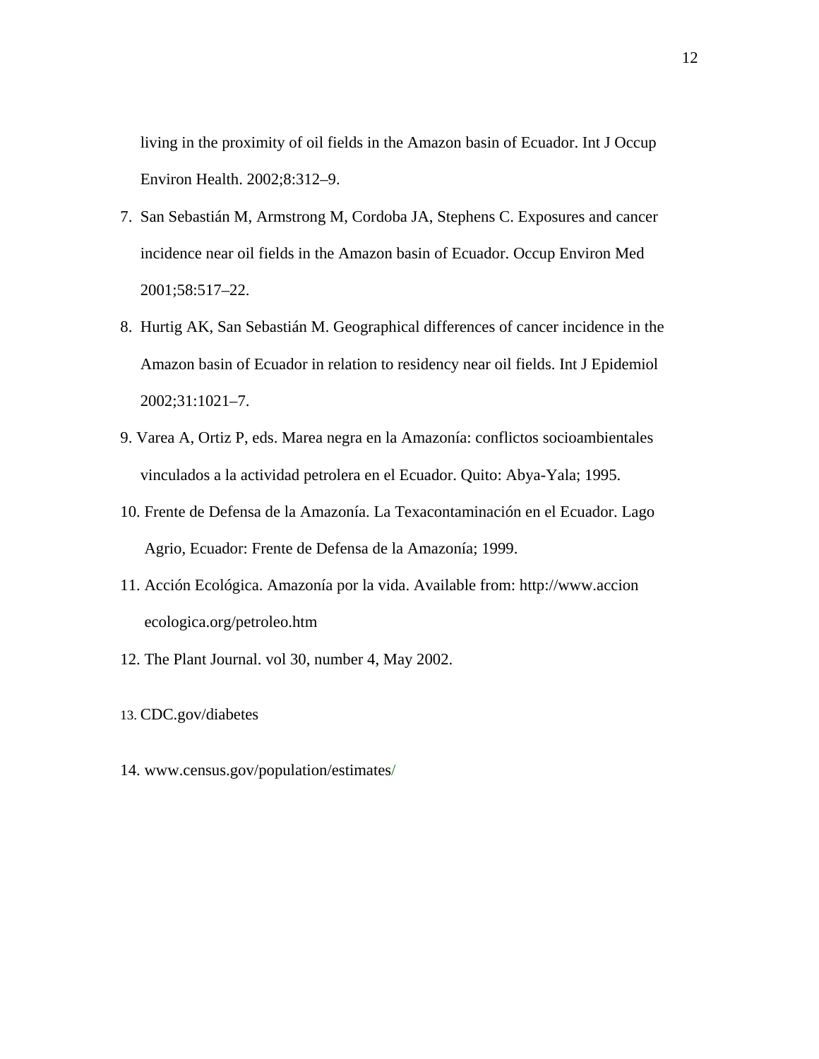living in the proximity of oil fields in the Amazon basin of Ecuador. Int J Occup Environ Health. 2002;8:312–9.

7. San Sebastián M, Armstrong M, Cordoba JA, Stephens C. Exposures and cancer incidence near oil fields in the Amazon basin of Ecuador. Occup Environ Med 2001;58:517–22.
8. Hurtig AK, San Sebastián M. Geographical differences of cancer incidence in the Amazon basin of Ecuador in relation to residency near oil fields. Int J Epidemiol 2002;31:1021–7.
9. Varea A, Ortiz P, eds. Marea negra en la Amazonía: conflictos socioambientales vinculados a la actividad petrolera en el Ecuador. Quito: Abya-Yala; 1995.
10. Frente de Defensa de la Amazonía. La Texacontaminación en el Ecuador. Lago Agrio, Ecuador: Frente de Defensa de la Amazonía; 1999.
11. Acción Ecológica. Amazonía por la vida. Available from: http://www.accion ecologica.org/petroleo.htm
12. The Plant Journal. vol 30, number 4, May 2002.
13. CDC.gov/diabetes
14. www.census.gov/population/estimates/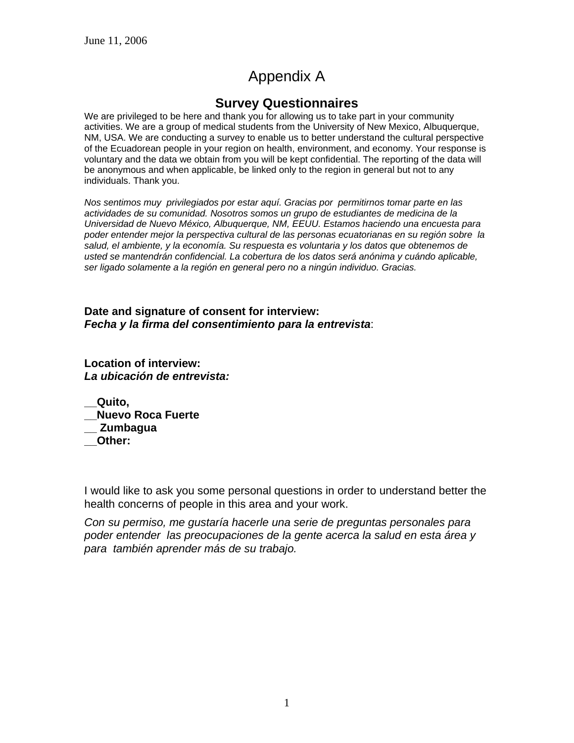June 11, 2006

# Appendix A

## Survey Questionnaires

We are privileged to be here and thank you for allowing us to take part in your community activities. We are a group of medical students from the University of New Mexico, Albuquerque, NM, USA. We are conducting a survey to enable us to better understand the cultural perspective of the Ecuadorean people in your region on health, environment, and economy. Your response is voluntary and the data we obtain from you will be kept confidential. The reporting of the data will be anonymous and when applicable, be linked only to the region in general but not to any individuals. Thank you.

*Nos sentimos muy privilegiados por estar aquí. Gracias por permitirnos tomar parte en las actividades de su comunidad. Nosotros somos un grupo de estudiantes de medicina de la Universidad de Nuevo México, Albuquerque, NM, EEUU. Estamos haciendo una encuesta para poder entender mejor la perspectiva cultural de las personas ecuatorianas en su región sobre la salud, el ambiente, y la economía. Su respuesta es voluntaria y los datos que obtenemos de usted se mantendrán confidencial. La cobertura de los datos será anónima y cuándo aplicable, ser ligado solamente a la región en general pero no a ningún individuo. Gracias.*

**Date and signature of consent for interview:**
***Fecha y la firma del consentimiento para la entrevista***:

**Location of interview:**
***La ubicación de entrevista:***

**__Quito,**
**__Nuevo Roca Fuerte**
**__ Zumbagua**
**__Other:**

I would like to ask you some personal questions in order to understand better the health concerns of people in this area and your work.

*Con su permiso, me gustaría hacerle una serie de preguntas personales para poder entender las preocupaciones de la gente acerca la salud en esta área y para también aprender más de su trabajo.*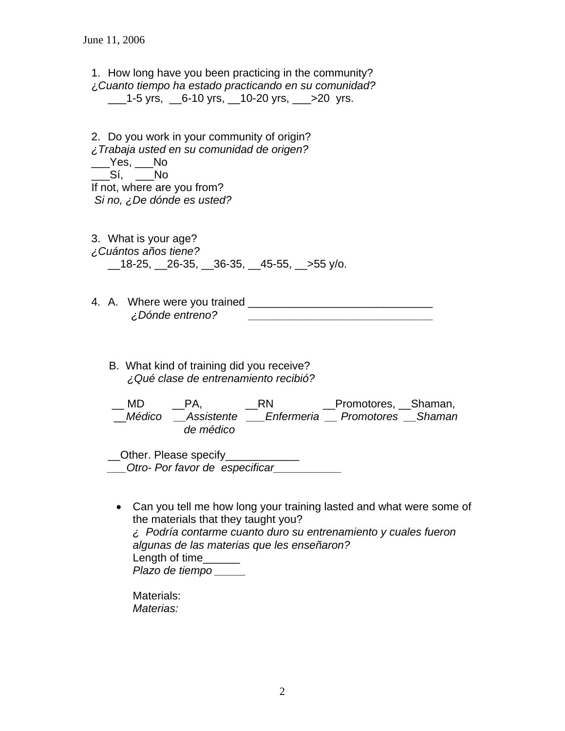June 11, 2006

1. How long have you been practicing in the community?
*¿Cuanto tiempo ha estado practicando en su comunidad?*
___1-5 yrs, __6-10 yrs, __10-20 yrs, ___>20 yrs.

2. Do you work in your community of origin?
*¿Trabaja usted en su comunidad de origen?*
___Yes, ___No
___Sí, ___No
If not, where are you from?
*Si no, ¿De dónde es usted?*

3. What is your age?
*¿Cuántos años tiene?*
__18-25, __26-35, __36-35, __45-55, __>55 y/o.

4. A. Where were you trained ______________________________
*¿Dónde entreno?* ______________________________

B. What kind of training did you receive?
*¿Qué clase de entrenamiento recibió?*

__ MD __PA, __RN __Promotores, __Shaman,
*__Médico __Assistente de médico ___Enfermeria __ Promotores __Shaman*

__Other. Please specify____________
*___Otro- Por favor de especificar___________*

- Can you tell me how long your training lasted and what were some of the materials that they taught you?
  *¿ Podría contarme cuanto duro su entrenamiento y cuales fueron algunas de las materias que les enseñaron?*
  Length of time______
  *Plazo de tiempo _____*

  Materials:
  *Materias:*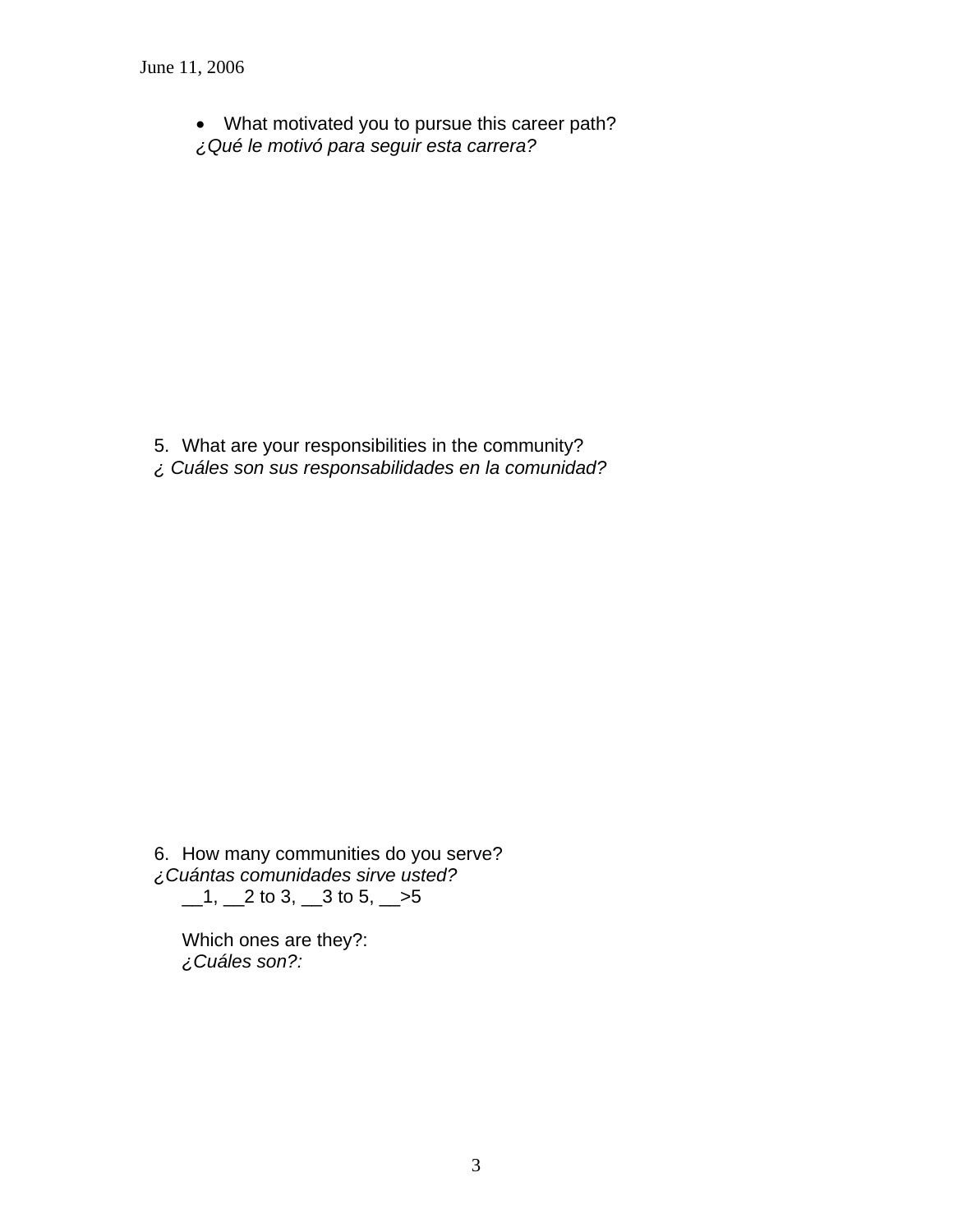- What motivated you to pursue this career path?
  *¿Qué le motivó para seguir esta carrera?*

5. What are your responsibilities in the community?
   *¿ Cuáles son sus responsabilidades en la comunidad?*

6. How many communities do you serve?
   *¿Cuántas comunidades sirve usted?*
   __1, __2 to 3, __3 to 5, __>5

   Which ones are they?:
   *¿Cuáles son?:*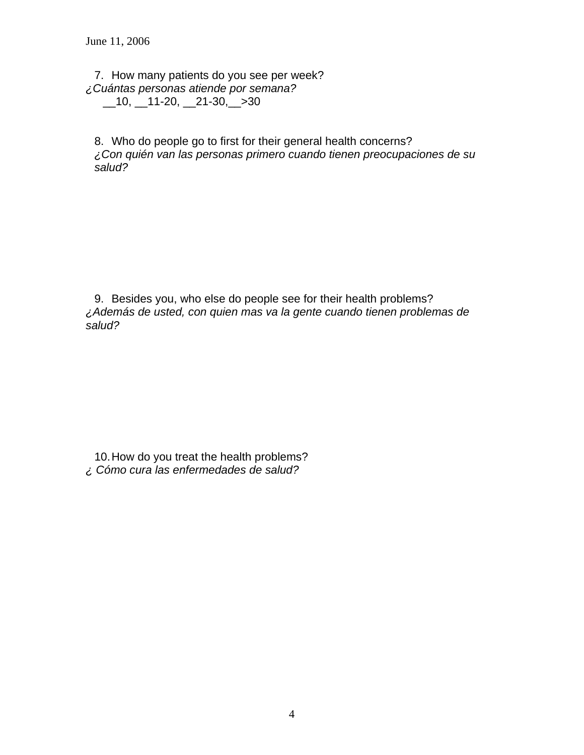7. How many patients do you see per week?

*¿Cuántas personas atiende por semana?*

__10, __11-20, __21-30,__>30

8. Who do people go to first for their general health concerns?

*¿Con quién van las personas primero cuando tienen preocupaciones de su salud?*

9. Besides you, who else do people see for their health problems?

*¿Además de usted, con quien mas va la gente cuando tienen problemas de salud?*

10. How do you treat the health problems?

*¿ Cómo cura las enfermedades de salud?*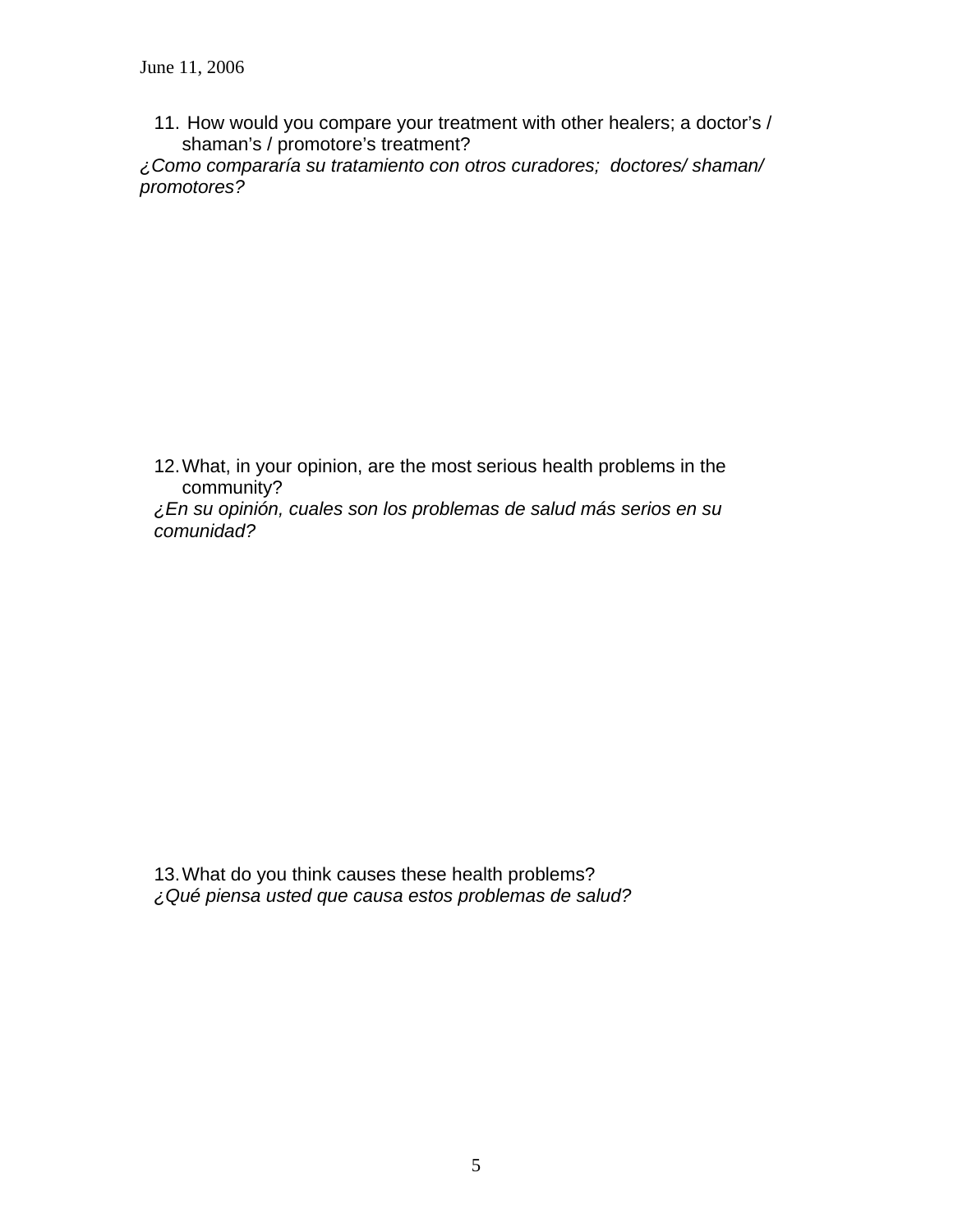11. How would you compare your treatment with other healers; a doctor's / shaman's / promotore's treatment?

*¿Como compararía su tratamiento con otros curadores; doctores/ shaman/ promotores?*

12. What, in your opinion, are the most serious health problems in the community?

*¿En su opinión, cuales son los problemas de salud más serios en su comunidad?*

13. What do you think causes these health problems?

*¿Qué piensa usted que causa estos problemas de salud?*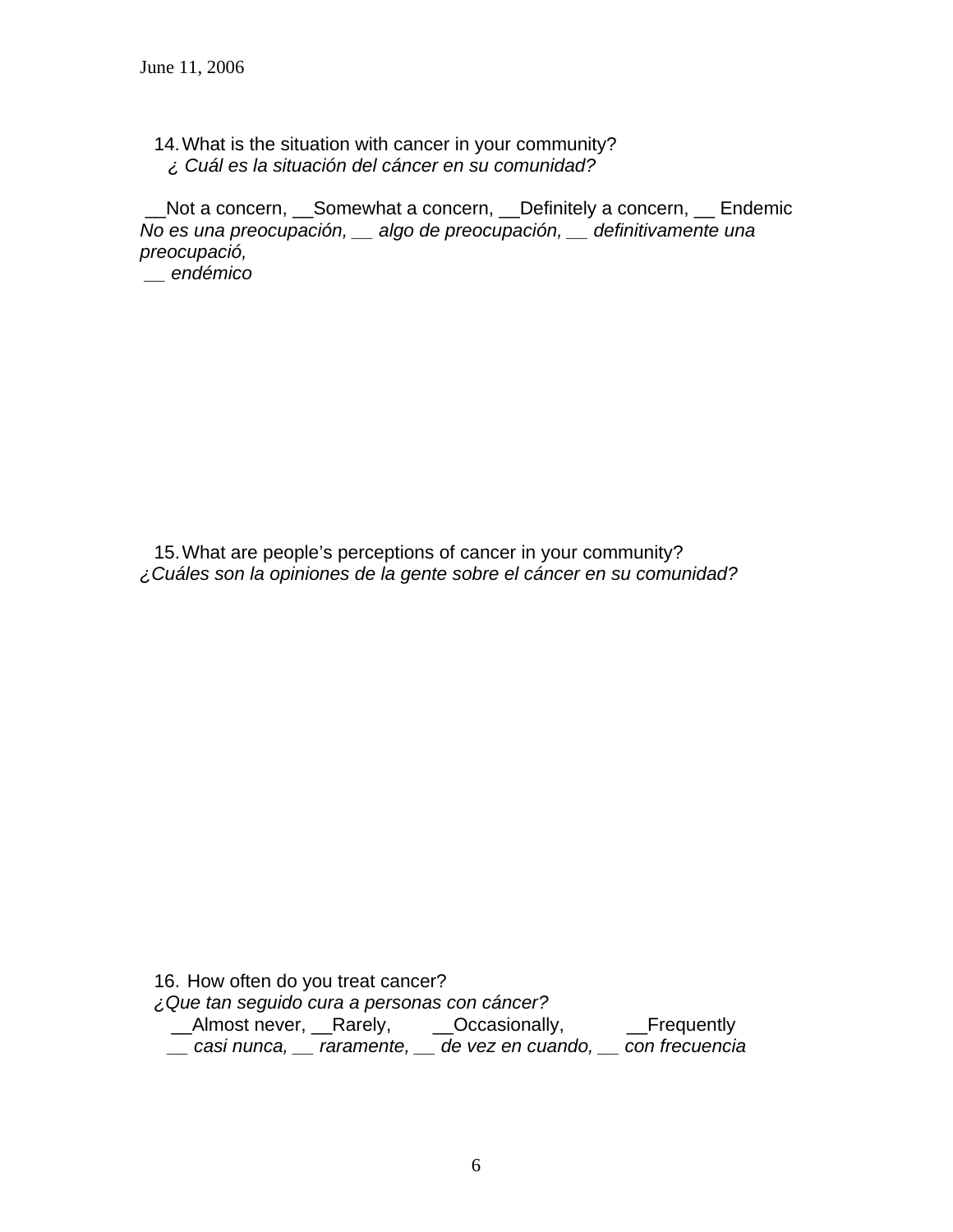14. What is the situation with cancer in your community?
   *¿ Cuál es la situación del cáncer en su comunidad?*

__Not a concern, __Somewhat a concern, __Definitely a concern, __ Endemic
*No es una preocupación, __ algo de preocupación, __ definitivamente una preocupació,*
*__ endémico*

15. What are people's perceptions of cancer in your community?
*¿Cuáles son la opiniones de la gente sobre el cáncer en su comunidad?*

16. How often do you treat cancer?
*¿Que tan seguido cura a personas con cáncer?*
   __Almost never, __Rarely, __Occasionally, __Frequently
   *__ casi nunca, __ raramente, __ de vez en cuando, __ con frecuencia*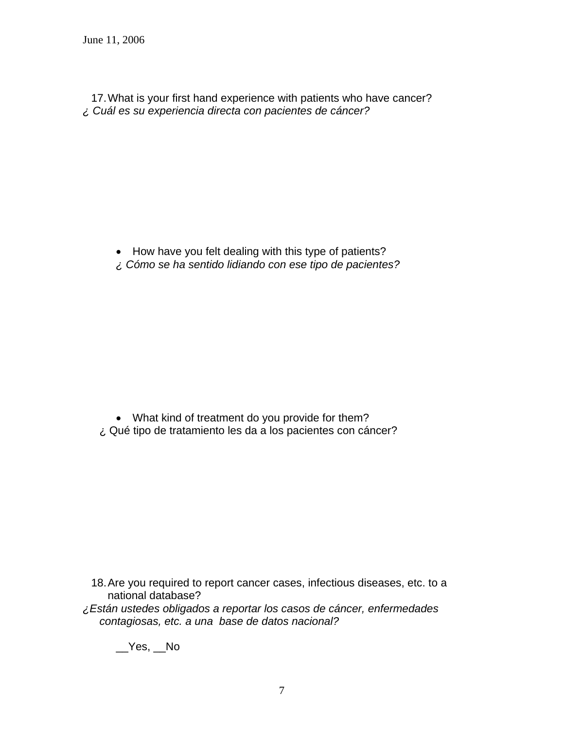17. What is your first hand experience with patients who have cancer?
*¿ Cuál es su experiencia directa con pacientes de cáncer?*

- How have you felt dealing with this type of patients?
  *¿ Cómo se ha sentido lidiando con ese tipo de pacientes?*

- What kind of treatment do you provide for them?
  ¿ Qué tipo de tratamiento les da a los pacientes con cáncer?

18. Are you required to report cancer cases, infectious diseases, etc. to a national database?
*¿Están ustedes obligados a reportar los casos de cáncer, enfermedades contagiosas, etc. a una base de datos nacional?*

__Yes, __No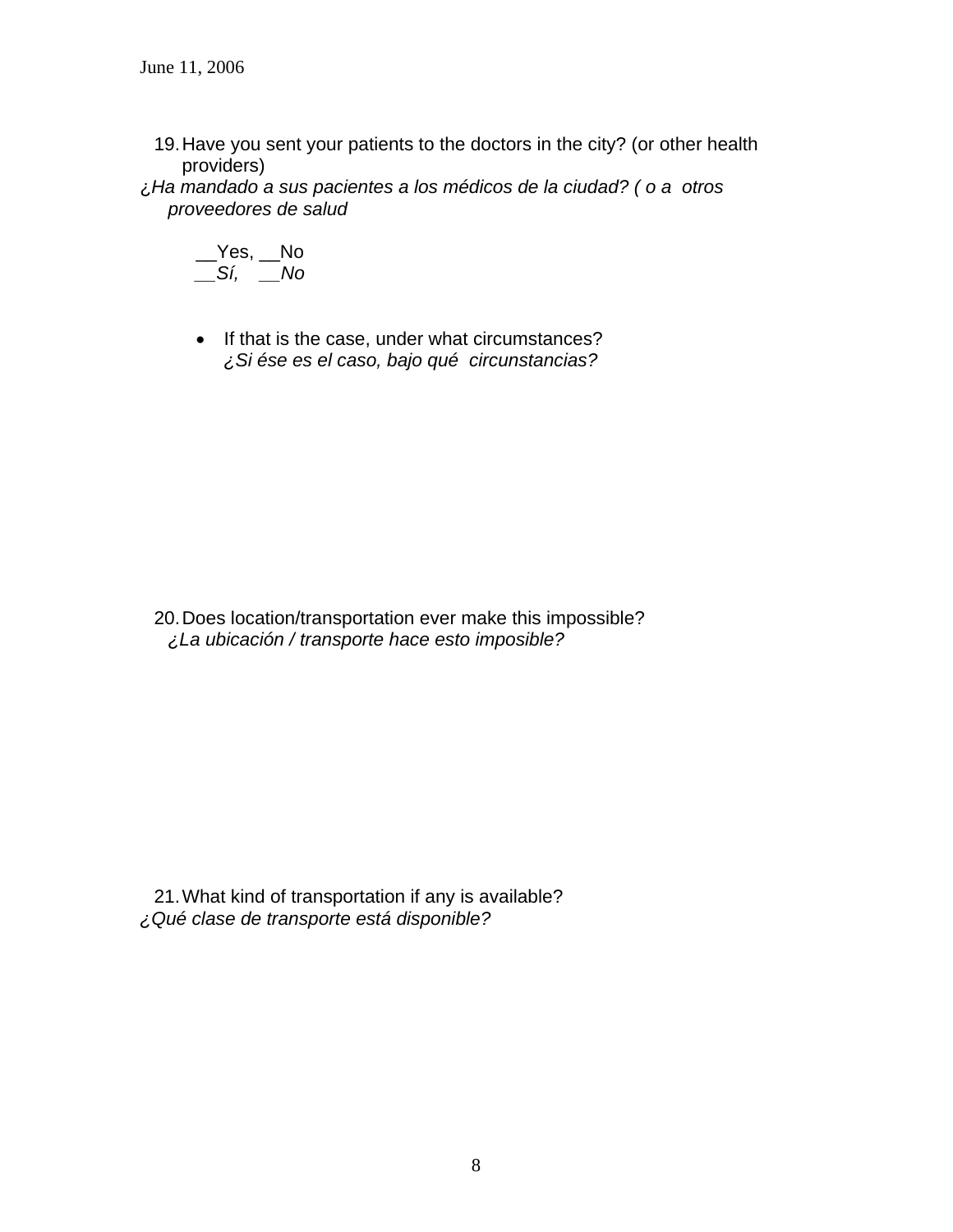19. Have you sent your patients to the doctors in the city? (or other health providers)
*¿Ha mandado a sus pacientes a los médicos de la ciudad? ( o a otros proveedores de salud*

__Yes, __No
*__Sí, __No*

- If that is the case, under what circumstances?
  *¿Si ése es el caso, bajo qué circunstancias?*

20. Does location/transportation ever make this impossible?
*¿La ubicación / transporte hace esto imposible?*

21. What kind of transportation if any is available?
*¿Qué clase de transporte está disponible?*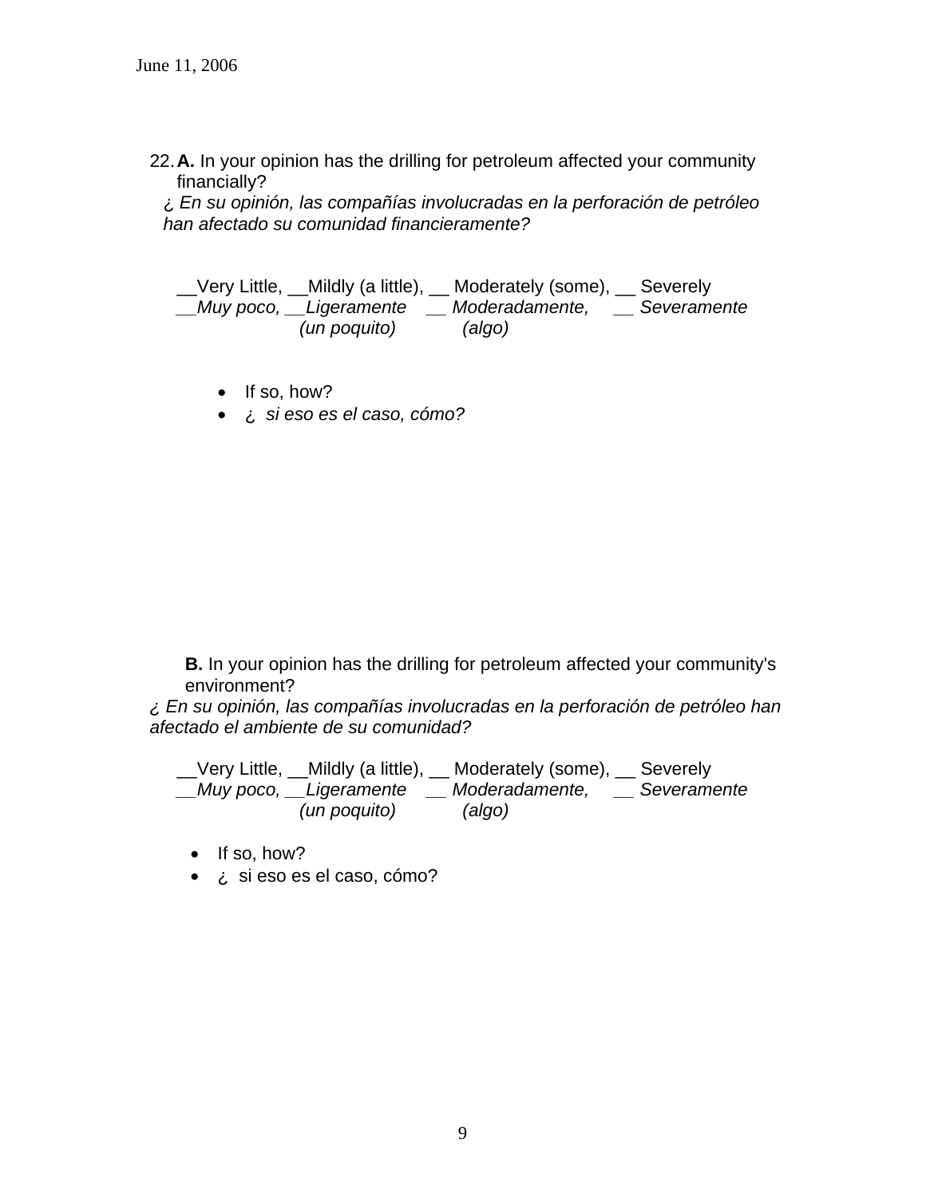22. **A.** In your opinion has the drilling for petroleum affected your community financially?
*¿ En su opinión, las compañías involucradas en la perforación de petróleo han afectado su comunidad financieramente?*

__Very Little, __Mildly (a little), __ Moderately (some), __ Severely
*__Muy poco, __Ligeramente (un poquito) __ Moderadamente, (algo) __ Severamente*

- If so, how?
- *¿ si eso es el caso, cómo?*

**B.** In your opinion has the drilling for petroleum affected your community's environment?
*¿ En su opinión, las compañías involucradas en la perforación de petróleo han afectado el ambiente de su comunidad?*

__Very Little, __Mildly (a little), __ Moderately (some), __ Severely
*__Muy poco, __Ligeramente (un poquito) __ Moderadamente, (algo) __ Severamente*

- If so, how?
- ¿ si eso es el caso, cómo?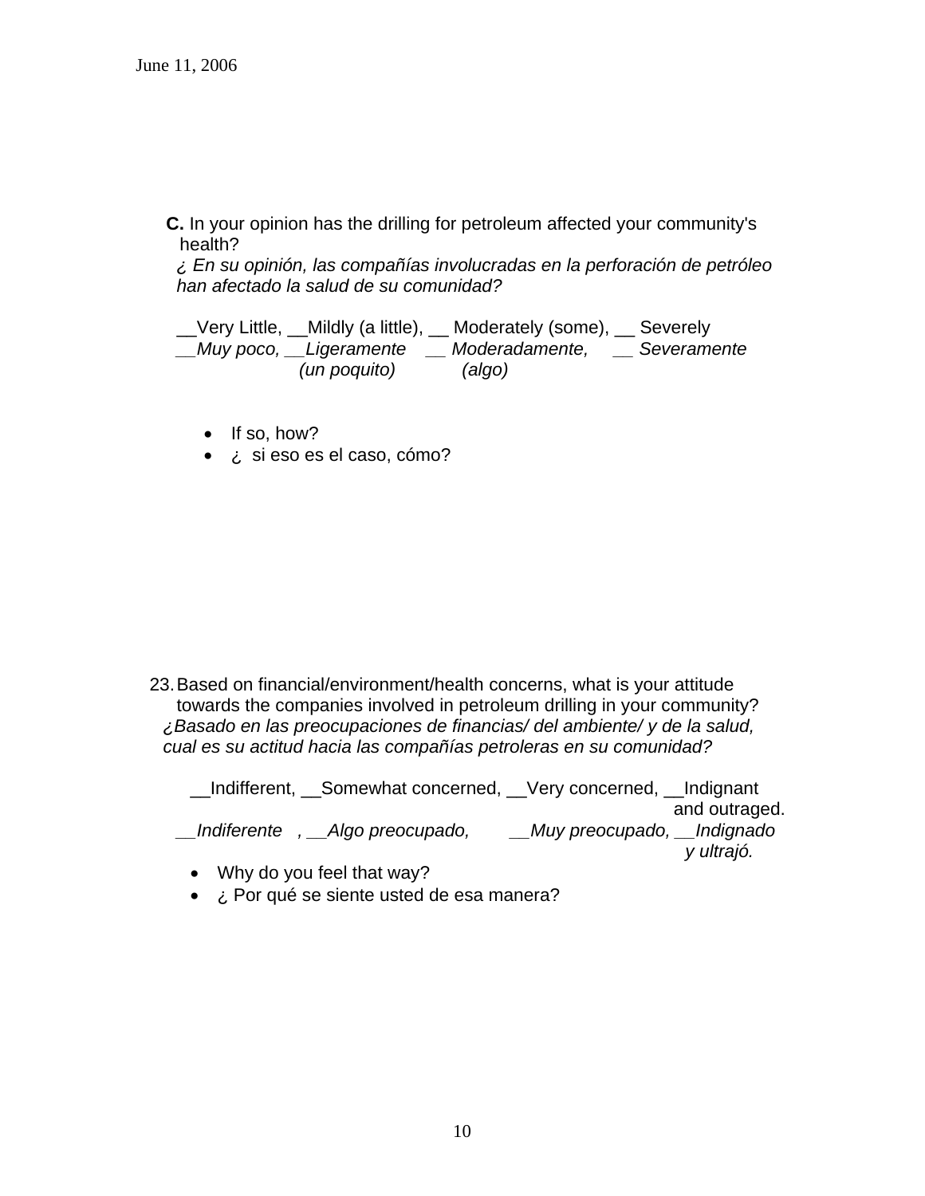**C.** In your opinion has the drilling for petroleum affected your community's health?
*¿ En su opinión, las compañías involucradas en la perforación de petróleo han afectado la salud de su comunidad?*

__Very Little, __Mildly (a little), __ Moderately (some), __ Severely
*__Muy poco, __Ligeramente (un poquito) __ Moderadamente, (algo) __ Severamente*

- If so, how?
- ¿ si eso es el caso, cómo?

23. Based on financial/environment/health concerns, what is your attitude towards the companies involved in petroleum drilling in your community?
*¿Basado en las preocupaciones de financias/ del ambiente/ y de la salud, cual es su actitud hacia las compañías petroleras en su comunidad?*

__Indifferent, __Somewhat concerned, __Very concerned, __Indignant and outraged.
*__Indiferente , __Algo preocupado, __Muy preocupado, __Indignado y ultrajó.*

- Why do you feel that way?
- ¿ Por qué se siente usted de esa manera?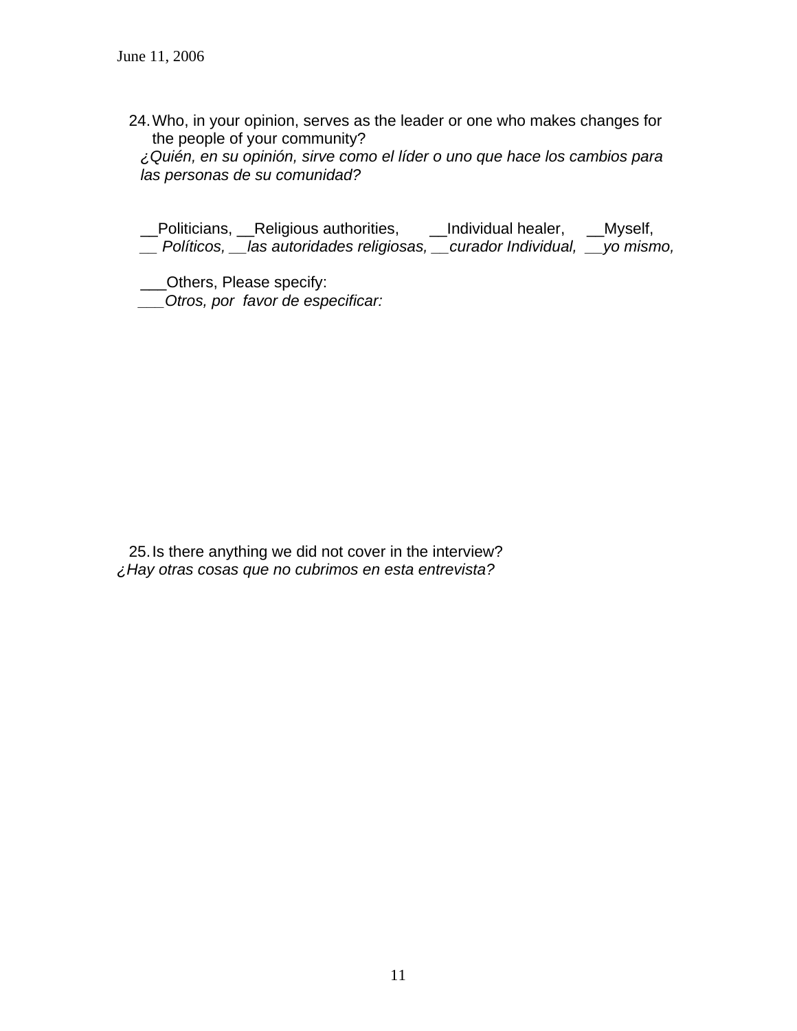24. Who, in your opinion, serves as the leader or one who makes changes for the people of your community?
   *¿Quién, en su opinión, sirve como el líder o uno que hace los cambios para las personas de su comunidad?*

   __Politicians, __Religious authorities, __Individual healer, __Myself,
   *__ Políticos, __las autoridades religiosas, __curador Individual, __yo mismo,*

   ___Others, Please specify:
   *___Otros, por favor de especificar:*

25. Is there anything we did not cover in the interview?
*¿Hay otras cosas que no cubrimos en esta entrevista?*